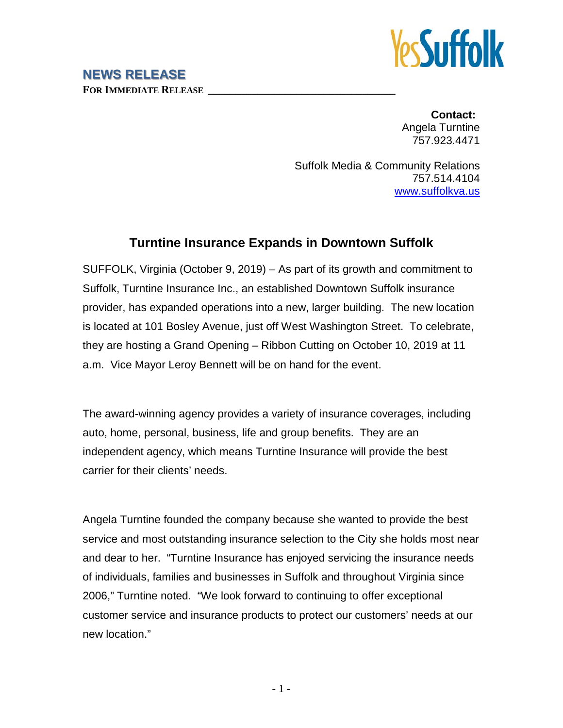YesSuffolk

**NEWS RELEASE**

**FOR IMMEDIATE RELEASE**

**Contact:**
Angela Turntine
757.923.4471

Suffolk Media & Community Relations
757.514.4104
www.suffolkva.us

## Turntine Insurance Expands in Downtown Suffolk

SUFFOLK, Virginia (October 9, 2019) – As part of its growth and commitment to Suffolk, Turntine Insurance Inc., an established Downtown Suffolk insurance provider, has expanded operations into a new, larger building. The new location is located at 101 Bosley Avenue, just off West Washington Street. To celebrate, they are hosting a Grand Opening – Ribbon Cutting on October 10, 2019 at 11 a.m. Vice Mayor Leroy Bennett will be on hand for the event.

The award-winning agency provides a variety of insurance coverages, including auto, home, personal, business, life and group benefits. They are an independent agency, which means Turntine Insurance will provide the best carrier for their clients' needs.

Angela Turntine founded the company because she wanted to provide the best service and most outstanding insurance selection to the City she holds most near and dear to her. "Turntine Insurance has enjoyed servicing the insurance needs of individuals, families and businesses in Suffolk and throughout Virginia since 2006," Turntine noted. "We look forward to continuing to offer exceptional customer service and insurance products to protect our customers' needs at our new location."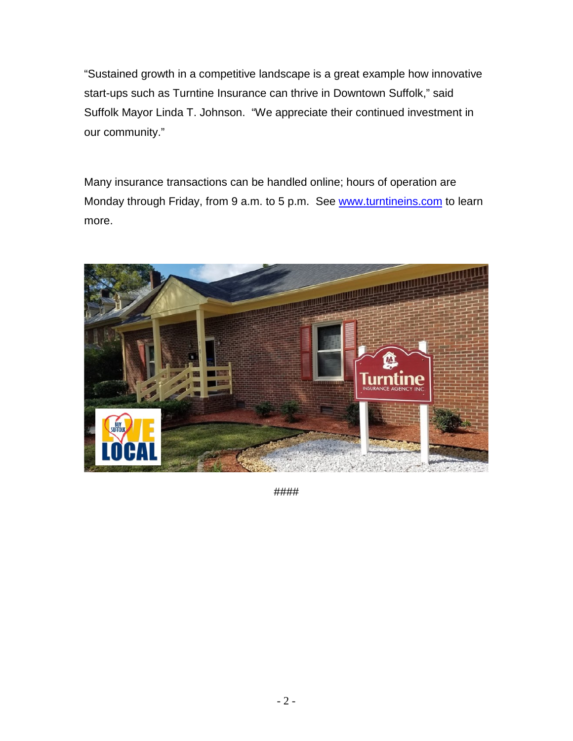"Sustained growth in a competitive landscape is a great example how innovative start-ups such as Turntine Insurance can thrive in Downtown Suffolk," said Suffolk Mayor Linda T. Johnson. "We appreciate their continued investment in our community."

Many insurance transactions can be handled online; hours of operation are Monday through Friday, from 9 a.m. to 5 p.m. See [www.turntineins.com](http://www.turntineins.com) to learn more.

####